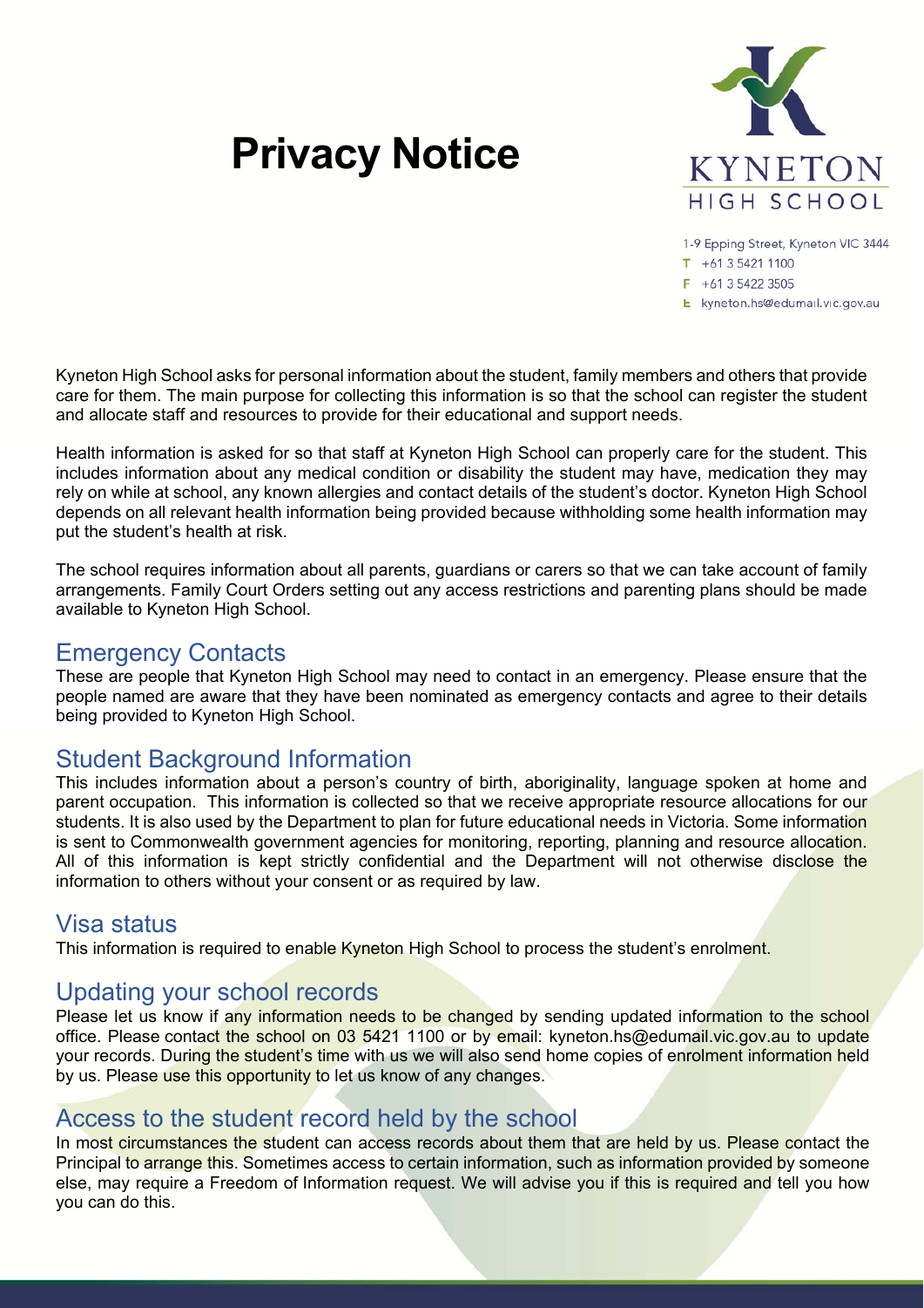# Privacy Notice

KYNETON HIGH SCHOOL

1-9 Epping Street, Kyneton VIC 3444
T +61 3 5421 1100
F +61 3 5422 3505
E kyneton.hs@edumail.vic.gov.au

Kyneton High School asks for personal information about the student, family members and others that provide care for them. The main purpose for collecting this information is so that the school can register the student and allocate staff and resources to provide for their educational and support needs.

Health information is asked for so that staff at Kyneton High School can properly care for the student. This includes information about any medical condition or disability the student may have, medication they may rely on while at school, any known allergies and contact details of the student's doctor. Kyneton High School depends on all relevant health information being provided because withholding some health information may put the student's health at risk.

The school requires information about all parents, guardians or carers so that we can take account of family arrangements. Family Court Orders setting out any access restrictions and parenting plans should be made available to Kyneton High School.

## Emergency Contacts

These are people that Kyneton High School may need to contact in an emergency. Please ensure that the people named are aware that they have been nominated as emergency contacts and agree to their details being provided to Kyneton High School.

## Student Background Information

This includes information about a person's country of birth, aboriginality, language spoken at home and parent occupation. This information is collected so that we receive appropriate resource allocations for our students. It is also used by the Department to plan for future educational needs in Victoria. Some information is sent to Commonwealth government agencies for monitoring, reporting, planning and resource allocation. All of this information is kept strictly confidential and the Department will not otherwise disclose the information to others without your consent or as required by law.

## Visa status

This information is required to enable Kyneton High School to process the student's enrolment.

## Updating your school records

Please let us know if any information needs to be changed by sending updated information to the school office. Please contact the school on 03 5421 1100 or by email: kyneton.hs@edumail.vic.gov.au to update your records. During the student's time with us we will also send home copies of enrolment information held by us. Please use this opportunity to let us know of any changes.

## Access to the student record held by the school

In most circumstances the student can access records about them that are held by us. Please contact the Principal to arrange this. Sometimes access to certain information, such as information provided by someone else, may require a Freedom of Information request. We will advise you if this is required and tell you how you can do this.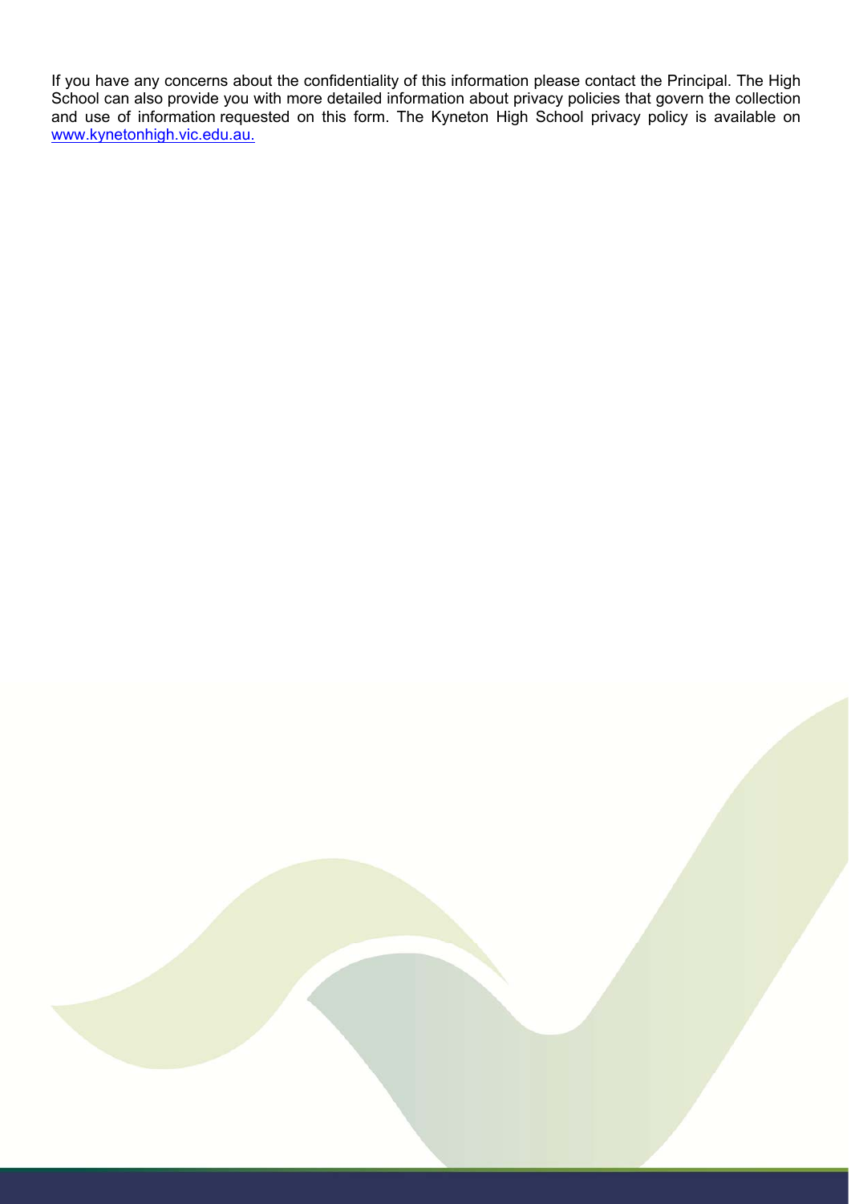If you have any concerns about the confidentiality of this information please contact the Principal. The High School can also provide you with more detailed information about privacy policies that govern the collection and use of information requested on this form. The Kyneton High School privacy policy is available on www.kynetonhigh.vic.edu.au.